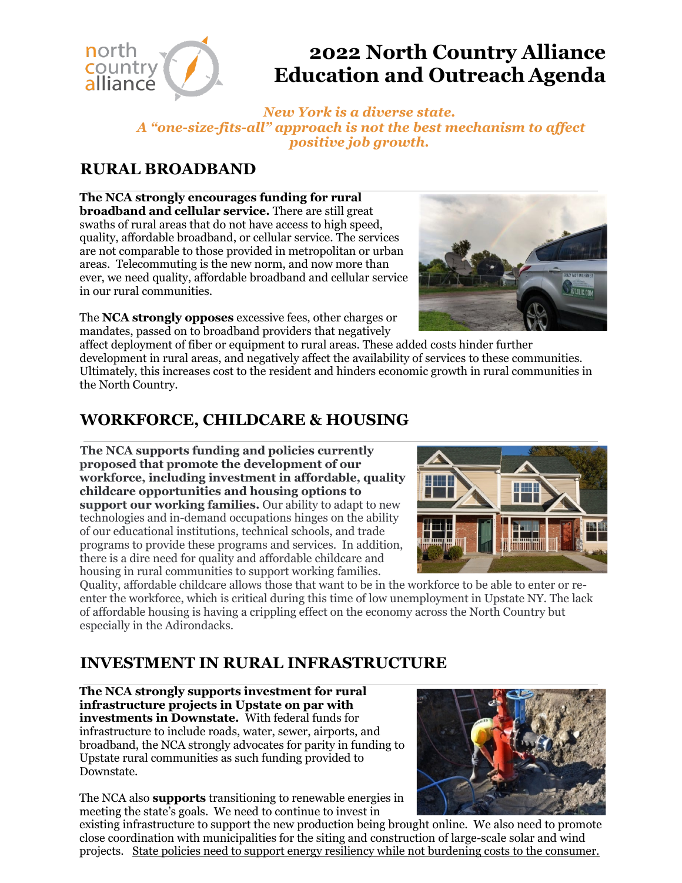# 2022 North Country Alliance Education and Outreach Agenda

*New York is a diverse state.*
*A "one-size-fits-all" approach is not the best mechanism to affect positive job growth.*

## RURAL BROADBAND

**The NCA strongly encourages funding for rural broadband and cellular service.** There are still great swaths of rural areas that do not have access to high speed, quality, affordable broadband, or cellular service. The services are not comparable to those provided in metropolitan or urban areas. Telecommuting is the new norm, and now more than ever, we need quality, affordable broadband and cellular service in our rural communities.

The **NCA strongly opposes** excessive fees, other charges or mandates, passed on to broadband providers that negatively affect deployment of fiber or equipment to rural areas. These added costs hinder further development in rural areas, and negatively affect the availability of services to these communities. Ultimately, this increases cost to the resident and hinders economic growth in rural communities in the North Country.

## WORKFORCE, CHILDCARE & HOUSING

**The NCA supports funding and policies currently proposed that promote the development of our workforce, including investment in affordable, quality childcare opportunities and housing options to support our working families.** Our ability to adapt to new technologies and in-demand occupations hinges on the ability of our educational institutions, technical schools, and trade programs to provide these programs and services. In addition, there is a dire need for quality and affordable childcare and housing in rural communities to support working families. Quality, affordable childcare allows those that want to be in the workforce to be able to enter or re-enter the workforce, which is critical during this time of low unemployment in Upstate NY. The lack of affordable housing is having a crippling effect on the economy across the North Country but especially in the Adirondacks.

## INVESTMENT IN RURAL INFRASTRUCTURE

**The NCA strongly supports investment for rural infrastructure projects in Upstate on par with investments in Downstate.** With federal funds for infrastructure to include roads, water, sewer, airports, and broadband, the NCA strongly advocates for parity in funding to Upstate rural communities as such funding provided to Downstate.

The NCA also **supports** transitioning to renewable energies in meeting the state's goals. We need to continue to invest in existing infrastructure to support the new production being brought online. We also need to promote close coordination with municipalities for the siting and construction of large-scale solar and wind projects. <u>State policies need to support energy resiliency while not burdening costs to the consumer.</u>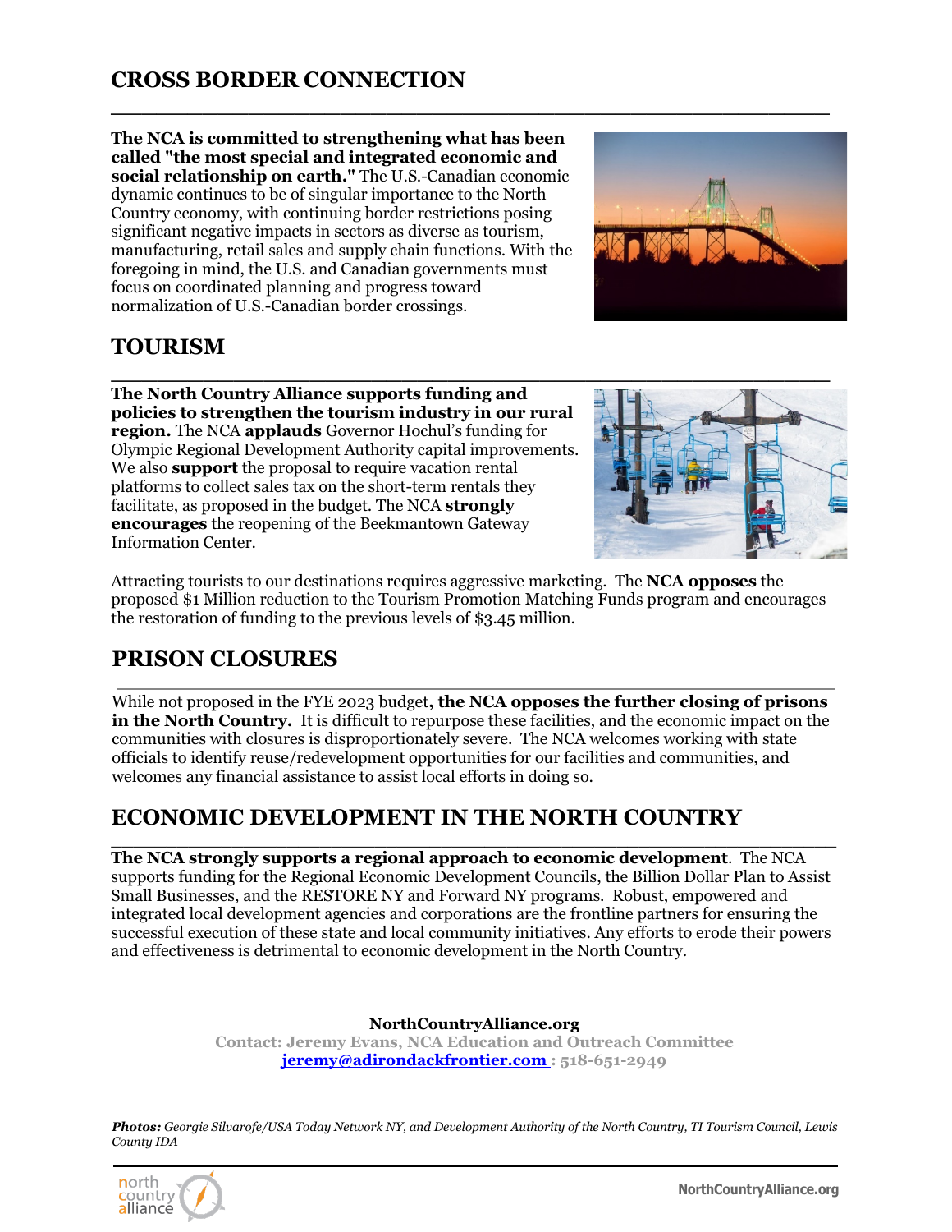## CROSS BORDER CONNECTION

**The NCA is committed to strengthening what has been called "the most special and integrated economic and social relationship on earth."** The U.S.-Canadian economic dynamic continues to be of singular importance to the North Country economy, with continuing border restrictions posing significant negative impacts in sectors as diverse as tourism, manufacturing, retail sales and supply chain functions. With the foregoing in mind, the U.S. and Canadian governments must focus on coordinated planning and progress toward normalization of U.S.-Canadian border crossings.

## TOURISM

**The North Country Alliance supports funding and policies to strengthen the tourism industry in our rural region.** The NCA **applauds** Governor Hochul's funding for Olympic Regional Development Authority capital improvements. We also **support** the proposal to require vacation rental platforms to collect sales tax on the short-term rentals they facilitate, as proposed in the budget. The NCA **strongly encourages** the reopening of the Beekmantown Gateway Information Center.

Attracting tourists to our destinations requires aggressive marketing. The **NCA opposes** the proposed $1 Million reduction to the Tourism Promotion Matching Funds program and encourages the restoration of funding to the previous levels of $3.45 million.

## PRISON CLOSURES

While not proposed in the FYE 2023 budget**, the NCA opposes the further closing of prisons in the North Country.** It is difficult to repurpose these facilities, and the economic impact on the communities with closures is disproportionately severe. The NCA welcomes working with state officials to identify reuse/redevelopment opportunities for our facilities and communities, and welcomes any financial assistance to assist local efforts in doing so.

## ECONOMIC DEVELOPMENT IN THE NORTH COUNTRY

**The NCA strongly supports a regional approach to economic development**. The NCA supports funding for the Regional Economic Development Councils, the Billion Dollar Plan to Assist Small Businesses, and the RESTORE NY and Forward NY programs. Robust, empowered and integrated local development agencies and corporations are the frontline partners for ensuring the successful execution of these state and local community initiatives. Any efforts to erode their powers and effectiveness is detrimental to economic development in the North Country.

**NorthCountryAlliance.org**

**Contact: Jeremy Evans, NCA Education and Outreach Committee**

**jeremy@adirondackfrontier.com : 518-651-2949**

***Photos:*** *Georgie Silvarofe/USA Today Network NY, and Development Authority of the North Country, TI Tourism Council, Lewis County IDA*